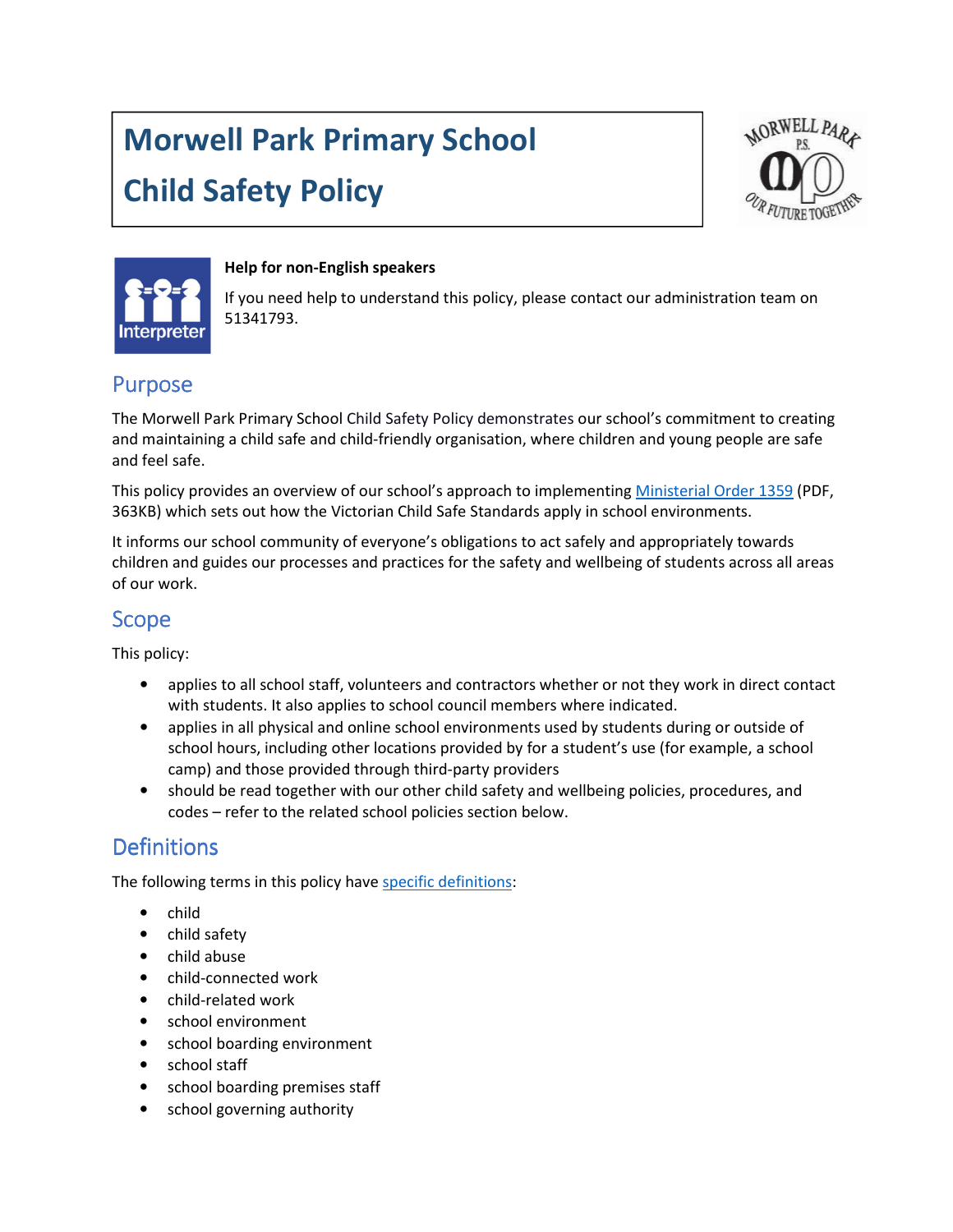# Morwell Park Primary School Child Safety Policy

**Help for non-English speakers**

If you need help to understand this policy, please contact our administration team on 51341793.

## Purpose

The Morwell Park Primary School Child Safety Policy demonstrates our school's commitment to creating and maintaining a child safe and child-friendly organisation, where children and young people are safe and feel safe.

This policy provides an overview of our school's approach to implementing Ministerial Order 1359 (PDF, 363KB) which sets out how the Victorian Child Safe Standards apply in school environments.

It informs our school community of everyone's obligations to act safely and appropriately towards children and guides our processes and practices for the safety and wellbeing of students across all areas of our work.

## Scope

This policy:

- applies to all school staff, volunteers and contractors whether or not they work in direct contact with students. It also applies to school council members where indicated.
- applies in all physical and online school environments used by students during or outside of school hours, including other locations provided by for a student's use (for example, a school camp) and those provided through third-party providers
- should be read together with our other child safety and wellbeing policies, procedures, and codes – refer to the related school policies section below.

## Definitions

The following terms in this policy have specific definitions:

- child
- child safety
- child abuse
- child-connected work
- child-related work
- school environment
- school boarding environment
- school staff
- school boarding premises staff
- school governing authority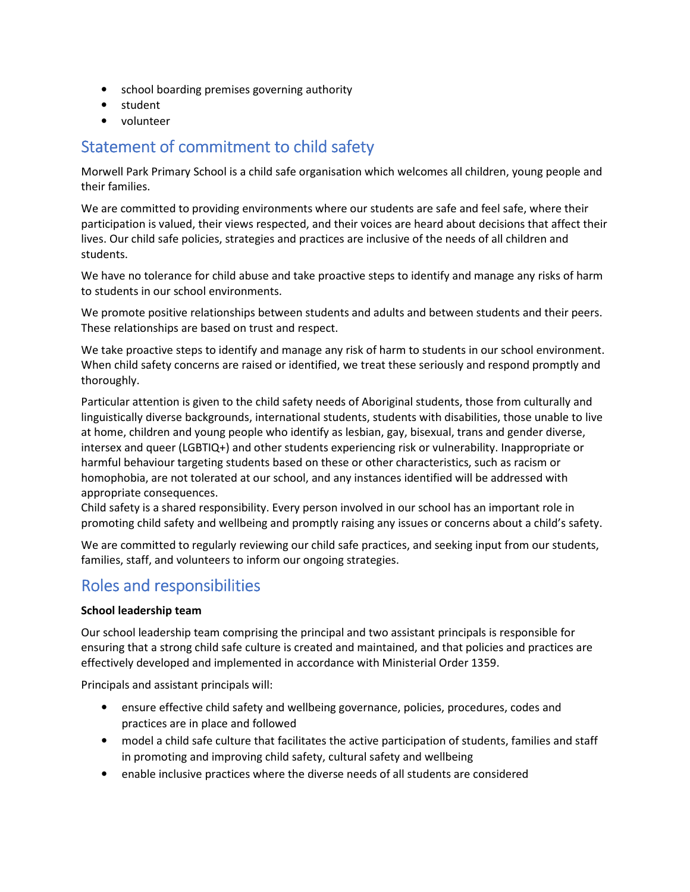- school boarding premises governing authority
- student
- volunteer

## Statement of commitment to child safety

Morwell Park Primary School is a child safe organisation which welcomes all children, young people and their families.

We are committed to providing environments where our students are safe and feel safe, where their participation is valued, their views respected, and their voices are heard about decisions that affect their lives. Our child safe policies, strategies and practices are inclusive of the needs of all children and students.

We have no tolerance for child abuse and take proactive steps to identify and manage any risks of harm to students in our school environments.

We promote positive relationships between students and adults and between students and their peers. These relationships are based on trust and respect.

We take proactive steps to identify and manage any risk of harm to students in our school environment. When child safety concerns are raised or identified, we treat these seriously and respond promptly and thoroughly.

Particular attention is given to the child safety needs of Aboriginal students, those from culturally and linguistically diverse backgrounds, international students, students with disabilities, those unable to live at home, children and young people who identify as lesbian, gay, bisexual, trans and gender diverse, intersex and queer (LGBTIQ+) and other students experiencing risk or vulnerability. Inappropriate or harmful behaviour targeting students based on these or other characteristics, such as racism or homophobia, are not tolerated at our school, and any instances identified will be addressed with appropriate consequences.
Child safety is a shared responsibility. Every person involved in our school has an important role in promoting child safety and wellbeing and promptly raising any issues or concerns about a child's safety.

We are committed to regularly reviewing our child safe practices, and seeking input from our students, families, staff, and volunteers to inform our ongoing strategies.

## Roles and responsibilities

**School leadership team**

Our school leadership team comprising the principal and two assistant principals is responsible for ensuring that a strong child safe culture is created and maintained, and that policies and practices are effectively developed and implemented in accordance with Ministerial Order 1359.

Principals and assistant principals will:

- ensure effective child safety and wellbeing governance, policies, procedures, codes and practices are in place and followed
- model a child safe culture that facilitates the active participation of students, families and staff in promoting and improving child safety, cultural safety and wellbeing
- enable inclusive practices where the diverse needs of all students are considered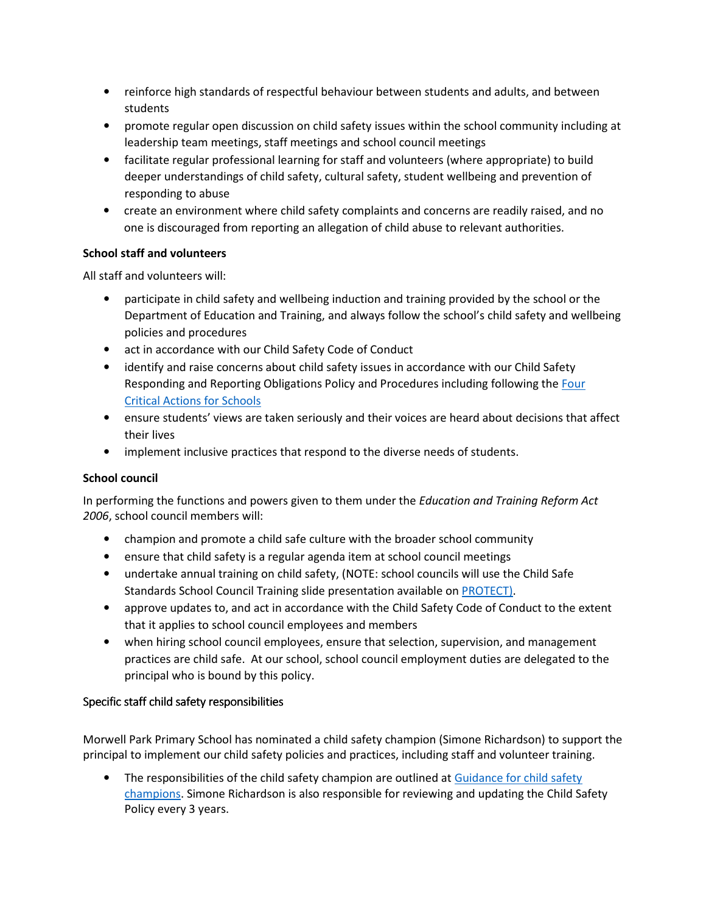- reinforce high standards of respectful behaviour between students and adults, and between students
- promote regular open discussion on child safety issues within the school community including at leadership team meetings, staff meetings and school council meetings
- facilitate regular professional learning for staff and volunteers (where appropriate) to build deeper understandings of child safety, cultural safety, student wellbeing and prevention of responding to abuse
- create an environment where child safety complaints and concerns are readily raised, and no one is discouraged from reporting an allegation of child abuse to relevant authorities.

**School staff and volunteers**

All staff and volunteers will:

- participate in child safety and wellbeing induction and training provided by the school or the Department of Education and Training, and always follow the school's child safety and wellbeing policies and procedures
- act in accordance with our Child Safety Code of Conduct
- identify and raise concerns about child safety issues in accordance with our Child Safety Responding and Reporting Obligations Policy and Procedures including following the Four Critical Actions for Schools
- ensure students' views are taken seriously and their voices are heard about decisions that affect their lives
- implement inclusive practices that respond to the diverse needs of students.

**School council**

In performing the functions and powers given to them under the *Education and Training Reform Act 2006*, school council members will:

- champion and promote a child safe culture with the broader school community
- ensure that child safety is a regular agenda item at school council meetings
- undertake annual training on child safety, (NOTE: school councils will use the Child Safe Standards School Council Training slide presentation available on PROTECT).
- approve updates to, and act in accordance with the Child Safety Code of Conduct to the extent that it applies to school council employees and members
- when hiring school council employees, ensure that selection, supervision, and management practices are child safe. At our school, school council employment duties are delegated to the principal who is bound by this policy.

Specific staff child safety responsibilities

Morwell Park Primary School has nominated a child safety champion (Simone Richardson) to support the principal to implement our child safety policies and practices, including staff and volunteer training.

- The responsibilities of the child safety champion are outlined at Guidance for child safety champions. Simone Richardson is also responsible for reviewing and updating the Child Safety Policy every 3 years.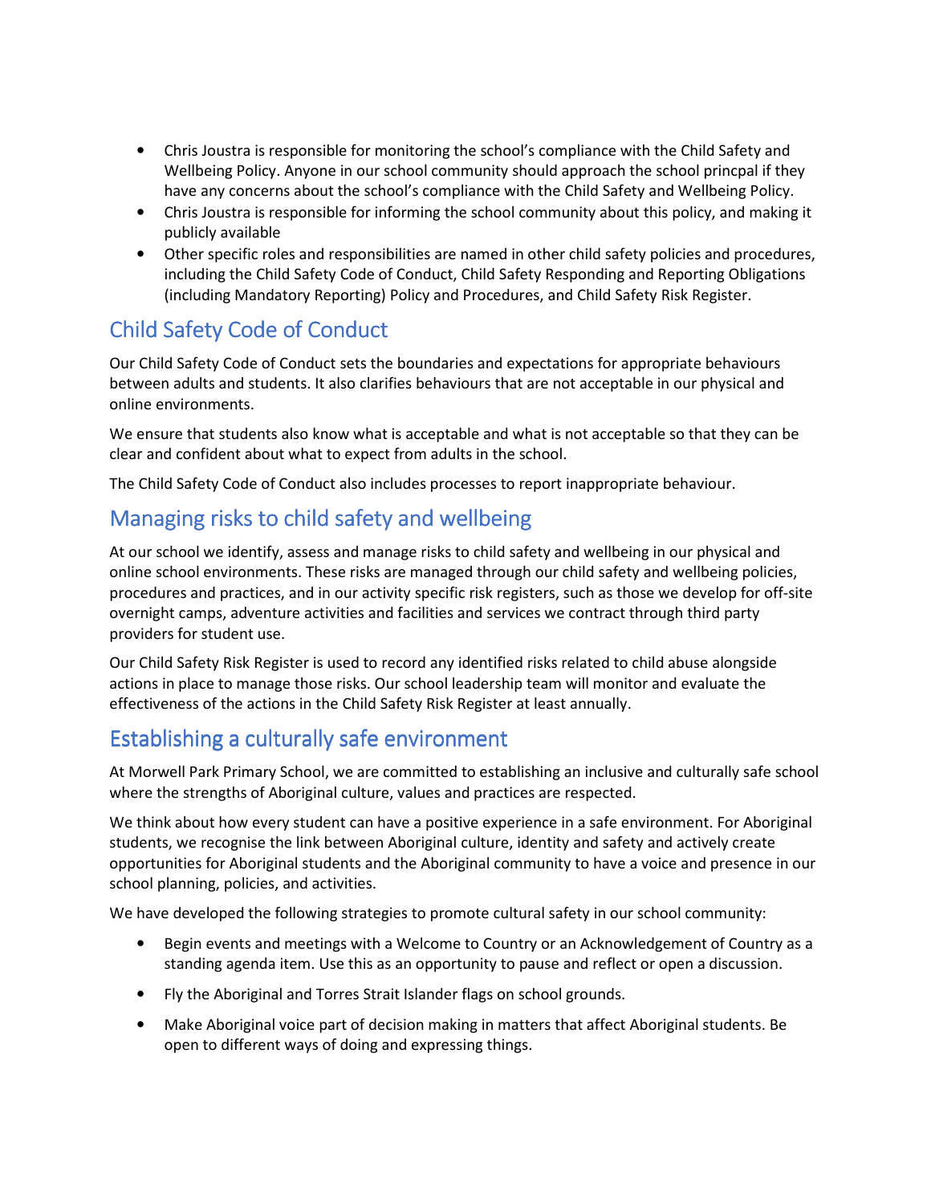- Chris Joustra is responsible for monitoring the school's compliance with the Child Safety and Wellbeing Policy. Anyone in our school community should approach the school princpal if they have any concerns about the school's compliance with the Child Safety and Wellbeing Policy.
- Chris Joustra is responsible for informing the school community about this policy, and making it publicly available
- Other specific roles and responsibilities are named in other child safety policies and procedures, including the Child Safety Code of Conduct, Child Safety Responding and Reporting Obligations (including Mandatory Reporting) Policy and Procedures, and Child Safety Risk Register.

## Child Safety Code of Conduct

Our Child Safety Code of Conduct sets the boundaries and expectations for appropriate behaviours between adults and students. It also clarifies behaviours that are not acceptable in our physical and online environments.

We ensure that students also know what is acceptable and what is not acceptable so that they can be clear and confident about what to expect from adults in the school.

The Child Safety Code of Conduct also includes processes to report inappropriate behaviour.

## Managing risks to child safety and wellbeing

At our school we identify, assess and manage risks to child safety and wellbeing in our physical and online school environments. These risks are managed through our child safety and wellbeing policies, procedures and practices, and in our activity specific risk registers, such as those we develop for off-site overnight camps, adventure activities and facilities and services we contract through third party providers for student use.

Our Child Safety Risk Register is used to record any identified risks related to child abuse alongside actions in place to manage those risks. Our school leadership team will monitor and evaluate the effectiveness of the actions in the Child Safety Risk Register at least annually.

## Establishing a culturally safe environment

At Morwell Park Primary School, we are committed to establishing an inclusive and culturally safe school where the strengths of Aboriginal culture, values and practices are respected.

We think about how every student can have a positive experience in a safe environment. For Aboriginal students, we recognise the link between Aboriginal culture, identity and safety and actively create opportunities for Aboriginal students and the Aboriginal community to have a voice and presence in our school planning, policies, and activities.

We have developed the following strategies to promote cultural safety in our school community:

- Begin events and meetings with a Welcome to Country or an Acknowledgement of Country as a standing agenda item. Use this as an opportunity to pause and reflect or open a discussion.
- Fly the Aboriginal and Torres Strait Islander flags on school grounds.
- Make Aboriginal voice part of decision making in matters that affect Aboriginal students. Be open to different ways of doing and expressing things.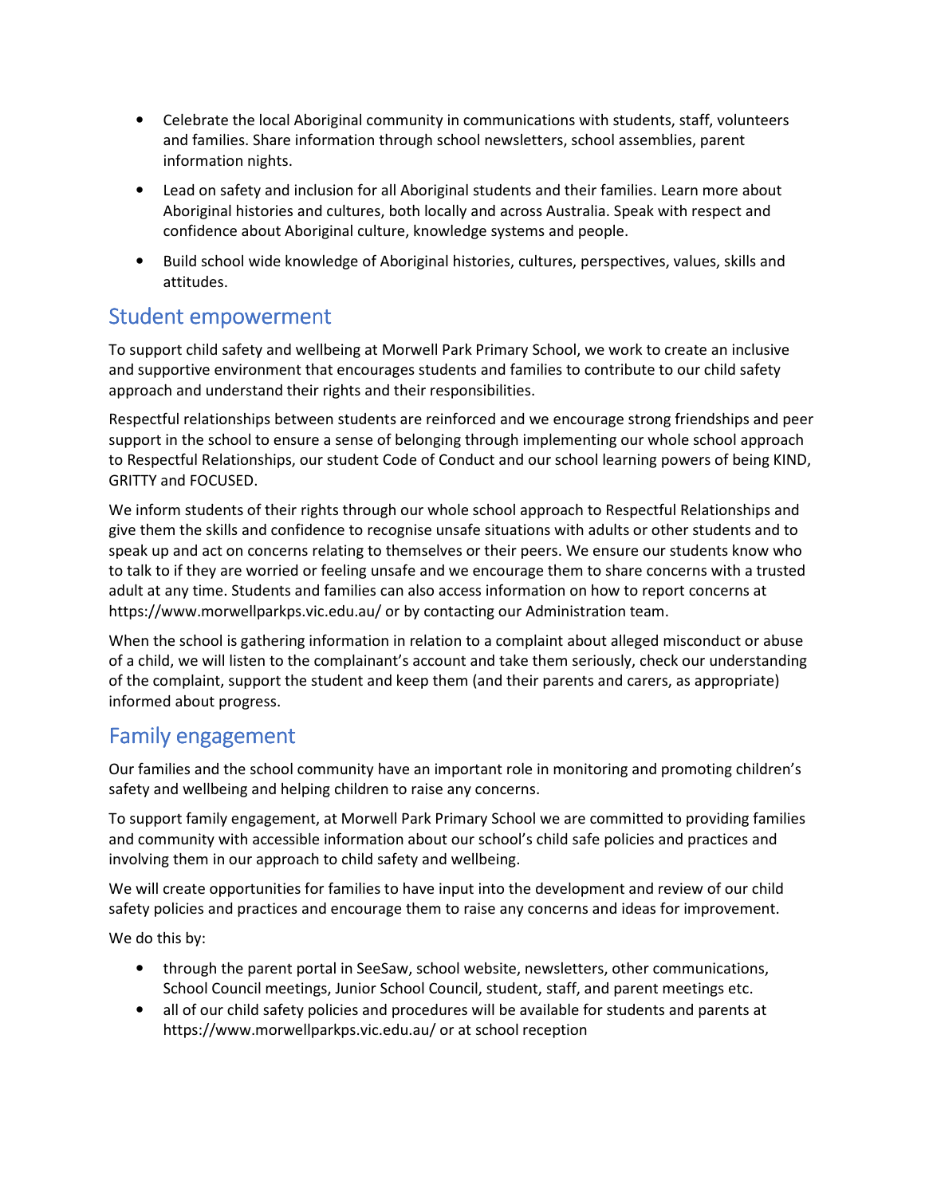- Celebrate the local Aboriginal community in communications with students, staff, volunteers and families. Share information through school newsletters, school assemblies, parent information nights.
- Lead on safety and inclusion for all Aboriginal students and their families. Learn more about Aboriginal histories and cultures, both locally and across Australia. Speak with respect and confidence about Aboriginal culture, knowledge systems and people.
- Build school wide knowledge of Aboriginal histories, cultures, perspectives, values, skills and attitudes.

## Student empowerment

To support child safety and wellbeing at Morwell Park Primary School, we work to create an inclusive and supportive environment that encourages students and families to contribute to our child safety approach and understand their rights and their responsibilities.

Respectful relationships between students are reinforced and we encourage strong friendships and peer support in the school to ensure a sense of belonging through implementing our whole school approach to Respectful Relationships, our student Code of Conduct and our school learning powers of being KIND, GRITTY and FOCUSED.

We inform students of their rights through our whole school approach to Respectful Relationships and give them the skills and confidence to recognise unsafe situations with adults or other students and to speak up and act on concerns relating to themselves or their peers. We ensure our students know who to talk to if they are worried or feeling unsafe and we encourage them to share concerns with a trusted adult at any time. Students and families can also access information on how to report concerns at https://www.morwellparkps.vic.edu.au/ or by contacting our Administration team.

When the school is gathering information in relation to a complaint about alleged misconduct or abuse of a child, we will listen to the complainant's account and take them seriously, check our understanding of the complaint, support the student and keep them (and their parents and carers, as appropriate) informed about progress.

## Family engagement

Our families and the school community have an important role in monitoring and promoting children's safety and wellbeing and helping children to raise any concerns.

To support family engagement, at Morwell Park Primary School we are committed to providing families and community with accessible information about our school's child safe policies and practices and involving them in our approach to child safety and wellbeing.

We will create opportunities for families to have input into the development and review of our child safety policies and practices and encourage them to raise any concerns and ideas for improvement.

We do this by:

- through the parent portal in SeeSaw, school website, newsletters, other communications, School Council meetings, Junior School Council, student, staff, and parent meetings etc.
- all of our child safety policies and procedures will be available for students and parents at https://www.morwellparkps.vic.edu.au/ or at school reception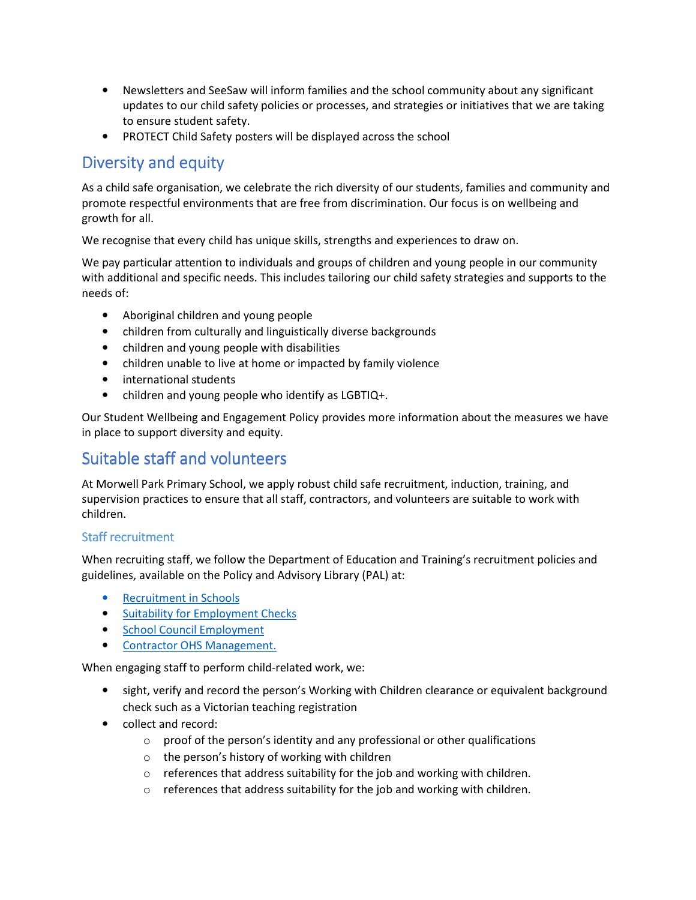- Newsletters and SeeSaw will inform families and the school community about any significant updates to our child safety policies or processes, and strategies or initiatives that we are taking to ensure student safety.
- PROTECT Child Safety posters will be displayed across the school

## Diversity and equity

As a child safe organisation, we celebrate the rich diversity of our students, families and community and promote respectful environments that are free from discrimination. Our focus is on wellbeing and growth for all.

We recognise that every child has unique skills, strengths and experiences to draw on.

We pay particular attention to individuals and groups of children and young people in our community with additional and specific needs. This includes tailoring our child safety strategies and supports to the needs of:

- Aboriginal children and young people
- children from culturally and linguistically diverse backgrounds
- children and young people with disabilities
- children unable to live at home or impacted by family violence
- international students
- children and young people who identify as LGBTIQ+.

Our Student Wellbeing and Engagement Policy provides more information about the measures we have in place to support diversity and equity.

## Suitable staff and volunteers

At Morwell Park Primary School, we apply robust child safe recruitment, induction, training, and supervision practices to ensure that all staff, contractors, and volunteers are suitable to work with children.

### Staff recruitment

When recruiting staff, we follow the Department of Education and Training's recruitment policies and guidelines, available on the Policy and Advisory Library (PAL) at:

- Recruitment in Schools
- Suitability for Employment Checks
- School Council Employment
- Contractor OHS Management.

When engaging staff to perform child-related work, we:

- sight, verify and record the person's Working with Children clearance or equivalent background check such as a Victorian teaching registration
- collect and record:
  - proof of the person's identity and any professional or other qualifications
  - the person's history of working with children
  - references that address suitability for the job and working with children.
  - references that address suitability for the job and working with children.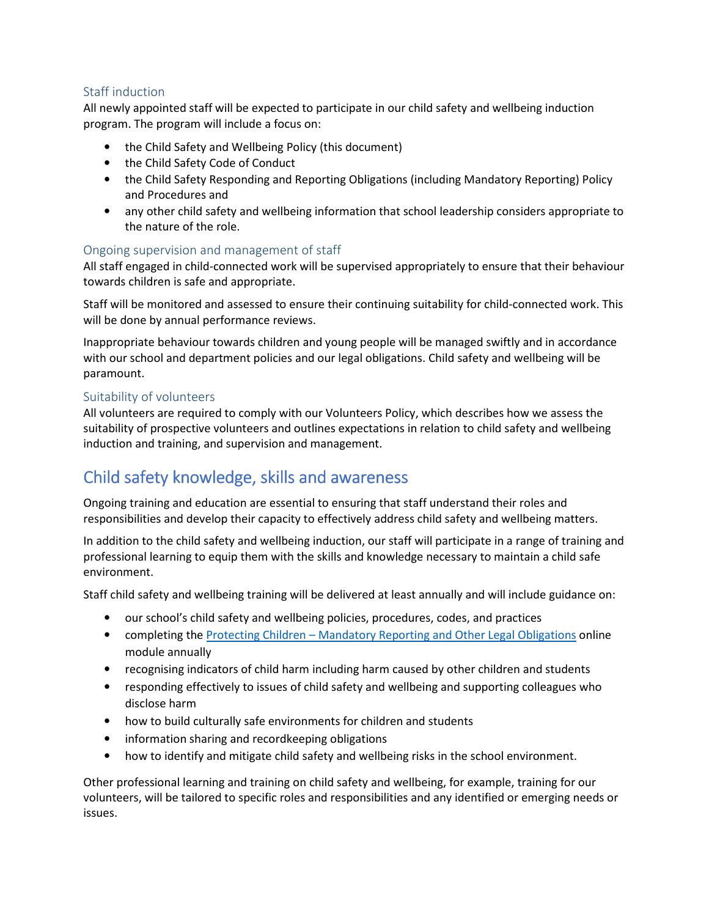### Staff induction

All newly appointed staff will be expected to participate in our child safety and wellbeing induction program. The program will include a focus on:

- the Child Safety and Wellbeing Policy (this document)
- the Child Safety Code of Conduct
- the Child Safety Responding and Reporting Obligations (including Mandatory Reporting) Policy and Procedures and
- any other child safety and wellbeing information that school leadership considers appropriate to the nature of the role.

### Ongoing supervision and management of staff

All staff engaged in child-connected work will be supervised appropriately to ensure that their behaviour towards children is safe and appropriate.

Staff will be monitored and assessed to ensure their continuing suitability for child-connected work. This will be done by annual performance reviews.

Inappropriate behaviour towards children and young people will be managed swiftly and in accordance with our school and department policies and our legal obligations. Child safety and wellbeing will be paramount.

### Suitability of volunteers

All volunteers are required to comply with our Volunteers Policy, which describes how we assess the suitability of prospective volunteers and outlines expectations in relation to child safety and wellbeing induction and training, and supervision and management.

## Child safety knowledge, skills and awareness

Ongoing training and education are essential to ensuring that staff understand their roles and responsibilities and develop their capacity to effectively address child safety and wellbeing matters.

In addition to the child safety and wellbeing induction, our staff will participate in a range of training and professional learning to equip them with the skills and knowledge necessary to maintain a child safe environment.

Staff child safety and wellbeing training will be delivered at least annually and will include guidance on:

- our school's child safety and wellbeing policies, procedures, codes, and practices
- completing the Protecting Children – Mandatory Reporting and Other Legal Obligations online module annually
- recognising indicators of child harm including harm caused by other children and students
- responding effectively to issues of child safety and wellbeing and supporting colleagues who disclose harm
- how to build culturally safe environments for children and students
- information sharing and recordkeeping obligations
- how to identify and mitigate child safety and wellbeing risks in the school environment.

Other professional learning and training on child safety and wellbeing, for example, training for our volunteers, will be tailored to specific roles and responsibilities and any identified or emerging needs or issues.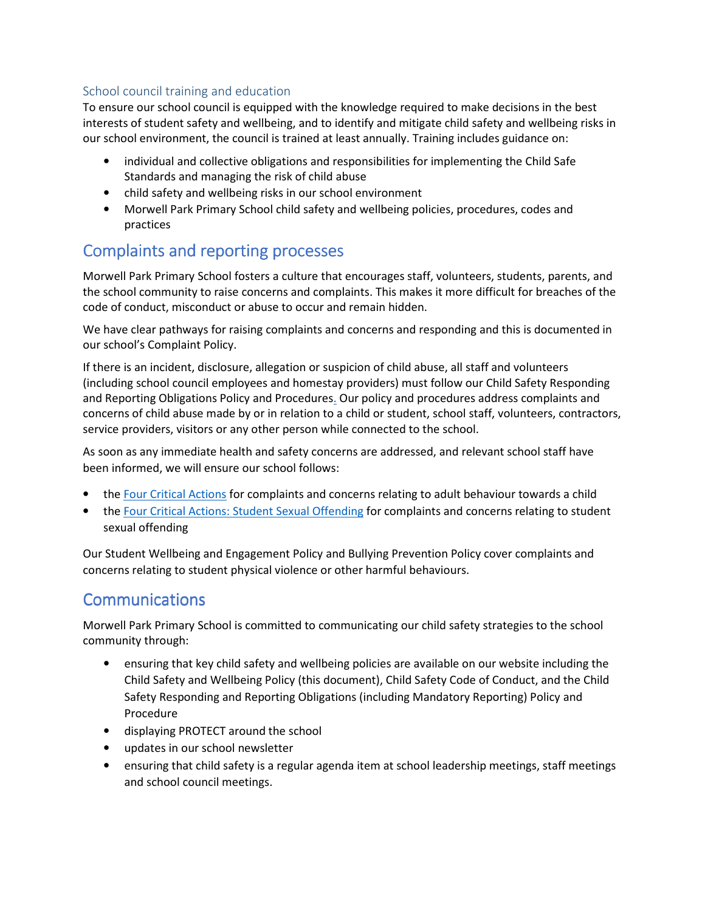### School council training and education

To ensure our school council is equipped with the knowledge required to make decisions in the best interests of student safety and wellbeing, and to identify and mitigate child safety and wellbeing risks in our school environment, the council is trained at least annually. Training includes guidance on:

- individual and collective obligations and responsibilities for implementing the Child Safe Standards and managing the risk of child abuse
- child safety and wellbeing risks in our school environment
- Morwell Park Primary School child safety and wellbeing policies, procedures, codes and practices

## Complaints and reporting processes

Morwell Park Primary School fosters a culture that encourages staff, volunteers, students, parents, and the school community to raise concerns and complaints. This makes it more difficult for breaches of the code of conduct, misconduct or abuse to occur and remain hidden.

We have clear pathways for raising complaints and concerns and responding and this is documented in our school's Complaint Policy.

If there is an incident, disclosure, allegation or suspicion of child abuse, all staff and volunteers (including school council employees and homestay providers) must follow our Child Safety Responding and Reporting Obligations Policy and Procedures. Our policy and procedures address complaints and concerns of child abuse made by or in relation to a child or student, school staff, volunteers, contractors, service providers, visitors or any other person while connected to the school.

As soon as any immediate health and safety concerns are addressed, and relevant school staff have been informed, we will ensure our school follows:

- the Four Critical Actions for complaints and concerns relating to adult behaviour towards a child
- the Four Critical Actions: Student Sexual Offending for complaints and concerns relating to student sexual offending

Our Student Wellbeing and Engagement Policy and Bullying Prevention Policy cover complaints and concerns relating to student physical violence or other harmful behaviours.

## Communications

Morwell Park Primary School is committed to communicating our child safety strategies to the school community through:

- ensuring that key child safety and wellbeing policies are available on our website including the Child Safety and Wellbeing Policy (this document), Child Safety Code of Conduct, and the Child Safety Responding and Reporting Obligations (including Mandatory Reporting) Policy and Procedure
- displaying PROTECT around the school
- updates in our school newsletter
- ensuring that child safety is a regular agenda item at school leadership meetings, staff meetings and school council meetings.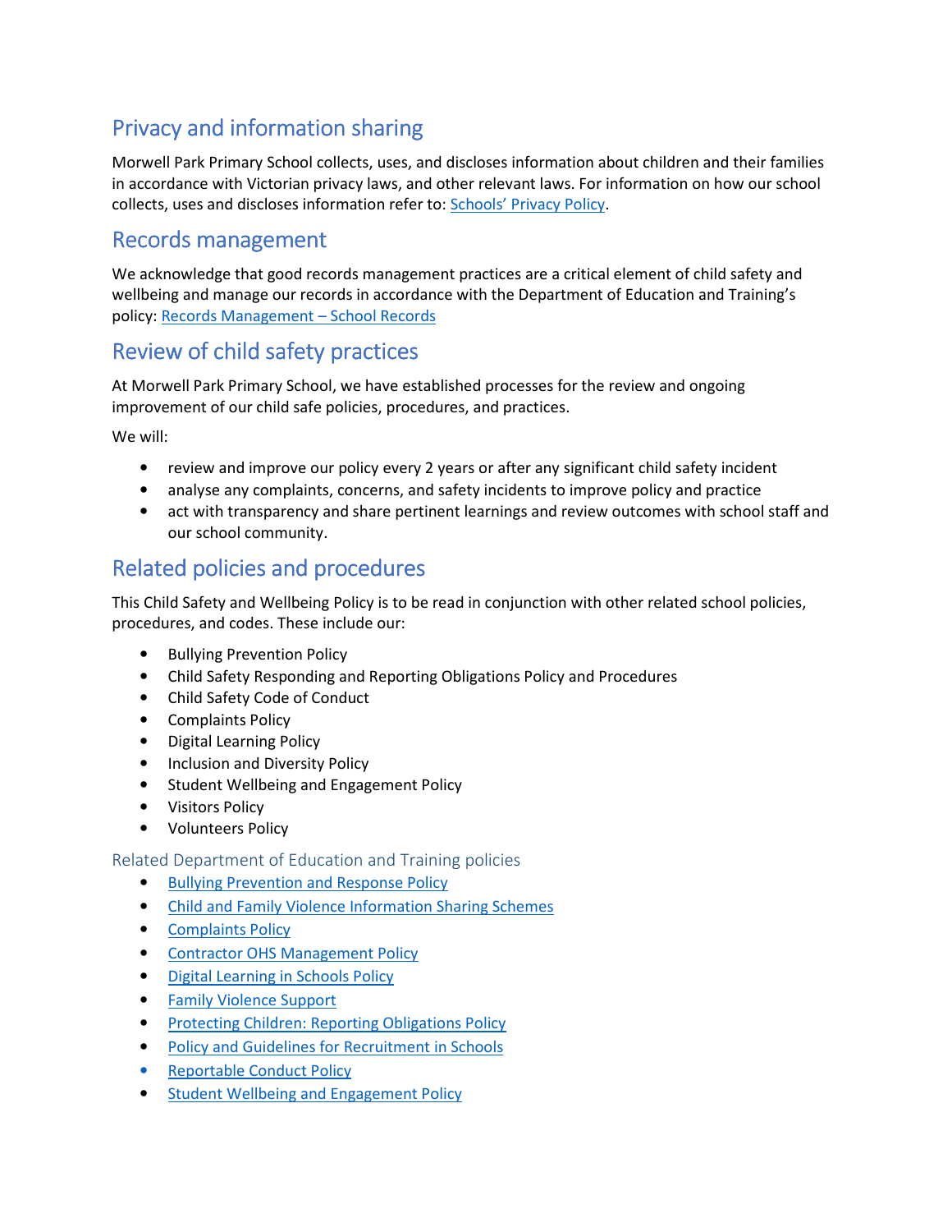## Privacy and information sharing

Morwell Park Primary School collects, uses, and discloses information about children and their families in accordance with Victorian privacy laws, and other relevant laws. For information on how our school collects, uses and discloses information refer to: [Schools' Privacy Policy]().

## Records management

We acknowledge that good records management practices are a critical element of child safety and wellbeing and manage our records in accordance with the Department of Education and Training's policy: [Records Management – School Records]()

## Review of child safety practices

At Morwell Park Primary School, we have established processes for the review and ongoing improvement of our child safe policies, procedures, and practices.

We will:

- review and improve our policy every 2 years or after any significant child safety incident
- analyse any complaints, concerns, and safety incidents to improve policy and practice
- act with transparency and share pertinent learnings and review outcomes with school staff and our school community.

## Related policies and procedures

This Child Safety and Wellbeing Policy is to be read in conjunction with other related school policies, procedures, and codes. These include our:

- Bullying Prevention Policy
- Child Safety Responding and Reporting Obligations Policy and Procedures
- Child Safety Code of Conduct
- Complaints Policy
- Digital Learning Policy
- Inclusion and Diversity Policy
- Student Wellbeing and Engagement Policy
- Visitors Policy
- Volunteers Policy

### Related Department of Education and Training policies

- [Bullying Prevention and Response Policy]()
- [Child and Family Violence Information Sharing Schemes]()
- [Complaints Policy]()
- [Contractor OHS Management Policy]()
- [Digital Learning in Schools Policy]()
- [Family Violence Support]()
- [Protecting Children: Reporting Obligations Policy]()
- [Policy and Guidelines for Recruitment in Schools]()
- [Reportable Conduct Policy]()
- [Student Wellbeing and Engagement Policy]()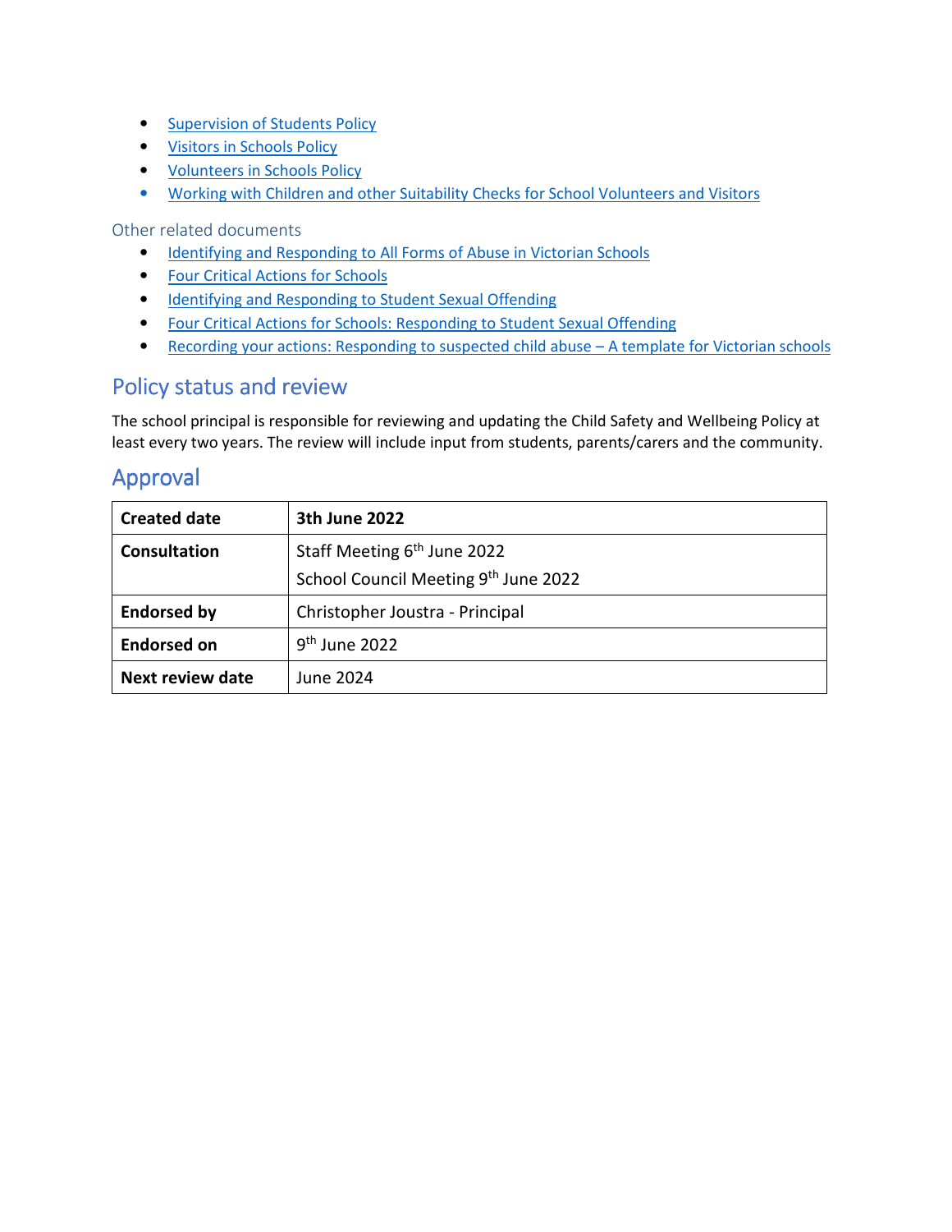- Supervision of Students Policy
- Visitors in Schools Policy
- Volunteers in Schools Policy
- Working with Children and other Suitability Checks for School Volunteers and Visitors

### Other related documents

- Identifying and Responding to All Forms of Abuse in Victorian Schools
- Four Critical Actions for Schools
- Identifying and Responding to Student Sexual Offending
- Four Critical Actions for Schools: Responding to Student Sexual Offending
- Recording your actions: Responding to suspected child abuse – A template for Victorian schools

## Policy status and review

The school principal is responsible for reviewing and updating the Child Safety and Wellbeing Policy at least every two years. The review will include input from students, parents/carers and the community.

## Approval

| | |
|---|---|
| **Created date** | **3th June 2022** |
| **Consultation** | Staff Meeting 6th June 2022<br>School Council Meeting 9th June 2022 |
| **Endorsed by** | Christopher Joustra - Principal |
| **Endorsed on** | 9th June 2022 |
| **Next review date** | June 2024 |